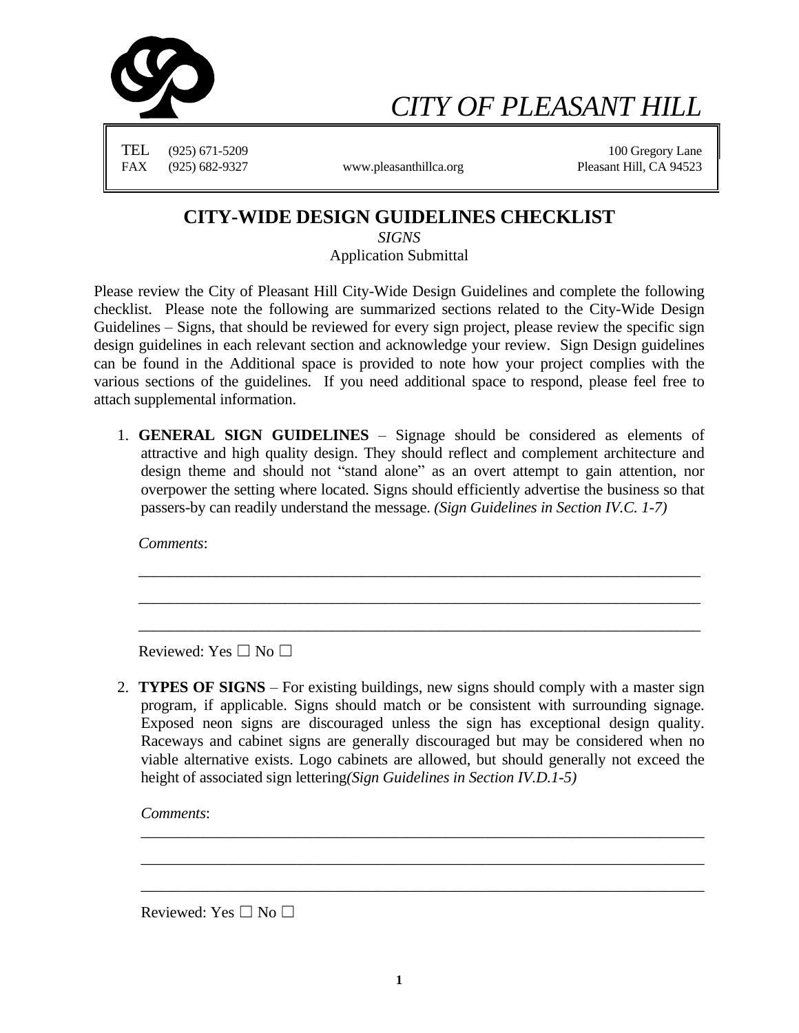# CITY OF PLEASANT HILL

TEL (925) 671-5209 | 100 Gregory Lane
FAX (925) 682-9327 | www.pleasanthillca.org | Pleasant Hill, CA 94523

## CITY-WIDE DESIGN GUIDELINES CHECKLIST

*SIGNS*

Application Submittal

Please review the City of Pleasant Hill City-Wide Design Guidelines and complete the following checklist. Please note the following are summarized sections related to the City-Wide Design Guidelines – Signs, that should be reviewed for every sign project, please review the specific sign design guidelines in each relevant section and acknowledge your review. Sign Design guidelines can be found in the Additional space is provided to note how your project complies with the various sections of the guidelines. If you need additional space to respond, please feel free to attach supplemental information.

1. **GENERAL SIGN GUIDELINES** – Signage should be considered as elements of attractive and high quality design. They should reflect and complement architecture and design theme and should not "stand alone" as an overt attempt to gain attention, nor overpower the setting where located. Signs should efficiently advertise the business so that passers-by can readily understand the message. *(Sign Guidelines in Section IV.C. 1-7)*

   *Comments*:

   ___________________________________________________________________________

   ___________________________________________________________________________

   ___________________________________________________________________________

   Reviewed: Yes ☐ No ☐

2. **TYPES OF SIGNS** – For existing buildings, new signs should comply with a master sign program, if applicable. Signs should match or be consistent with surrounding signage. Exposed neon signs are discouraged unless the sign has exceptional design quality. Raceways and cabinet signs are generally discouraged but may be considered when no viable alternative exists. Logo cabinets are allowed, but should generally not exceed the height of associated sign lettering*(Sign Guidelines in Section IV.D.1-5)*

   *Comments*:

   ___________________________________________________________________________

   ___________________________________________________________________________

   ___________________________________________________________________________

   Reviewed: Yes ☐ No ☐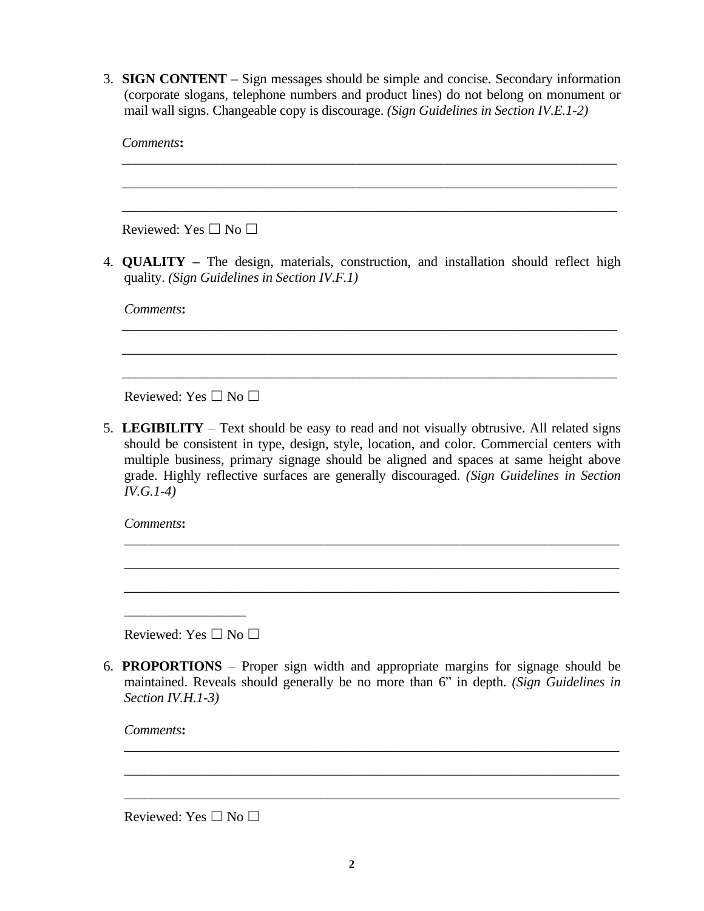3. **SIGN CONTENT –** Sign messages should be simple and concise. Secondary information (corporate slogans, telephone numbers and product lines) do not belong on monument or mail wall signs. Changeable copy is discourage. *(Sign Guidelines in Section IV.E.1-2)*

   *Comments***:**

   \_\_\_\_\_\_\_\_\_\_\_\_\_\_\_\_\_\_\_\_\_\_\_\_\_\_\_\_\_\_\_\_\_\_\_\_\_\_\_\_\_\_\_\_\_\_\_\_\_\_\_\_\_\_\_\_\_\_\_\_\_\_\_\_\_\_\_\_\_\_\_\_

   \_\_\_\_\_\_\_\_\_\_\_\_\_\_\_\_\_\_\_\_\_\_\_\_\_\_\_\_\_\_\_\_\_\_\_\_\_\_\_\_\_\_\_\_\_\_\_\_\_\_\_\_\_\_\_\_\_\_\_\_\_\_\_\_\_\_\_\_\_\_\_\_

   \_\_\_\_\_\_\_\_\_\_\_\_\_\_\_\_\_\_\_\_\_\_\_\_\_\_\_\_\_\_\_\_\_\_\_\_\_\_\_\_\_\_\_\_\_\_\_\_\_\_\_\_\_\_\_\_\_\_\_\_\_\_\_\_\_\_\_\_\_\_\_\_

   Reviewed: Yes ☐ No ☐

4. **QUALITY –** The design, materials, construction, and installation should reflect high quality. *(Sign Guidelines in Section IV.F.1)*

   *Comments***:**

   \_\_\_\_\_\_\_\_\_\_\_\_\_\_\_\_\_\_\_\_\_\_\_\_\_\_\_\_\_\_\_\_\_\_\_\_\_\_\_\_\_\_\_\_\_\_\_\_\_\_\_\_\_\_\_\_\_\_\_\_\_\_\_\_\_\_\_\_\_\_\_\_

   \_\_\_\_\_\_\_\_\_\_\_\_\_\_\_\_\_\_\_\_\_\_\_\_\_\_\_\_\_\_\_\_\_\_\_\_\_\_\_\_\_\_\_\_\_\_\_\_\_\_\_\_\_\_\_\_\_\_\_\_\_\_\_\_\_\_\_\_\_\_\_\_

   \_\_\_\_\_\_\_\_\_\_\_\_\_\_\_\_\_\_\_\_\_\_\_\_\_\_\_\_\_\_\_\_\_\_\_\_\_\_\_\_\_\_\_\_\_\_\_\_\_\_\_\_\_\_\_\_\_\_\_\_\_\_\_\_\_\_\_\_\_\_\_\_

   Reviewed: Yes ☐ No ☐

5. **LEGIBILITY** – Text should be easy to read and not visually obtrusive. All related signs should be consistent in type, design, style, location, and color. Commercial centers with multiple business, primary signage should be aligned and spaces at same height above grade. Highly reflective surfaces are generally discouraged. *(Sign Guidelines in Section IV.G.1-4)*

   *Comments***:**

   \_\_\_\_\_\_\_\_\_\_\_\_\_\_\_\_\_\_\_\_\_\_\_\_\_\_\_\_\_\_\_\_\_\_\_\_\_\_\_\_\_\_\_\_\_\_\_\_\_\_\_\_\_\_\_\_\_\_\_\_\_\_\_\_\_\_\_\_\_\_\_\_

   \_\_\_\_\_\_\_\_\_\_\_\_\_\_\_\_\_\_\_\_\_\_\_\_\_\_\_\_\_\_\_\_\_\_\_\_\_\_\_\_\_\_\_\_\_\_\_\_\_\_\_\_\_\_\_\_\_\_\_\_\_\_\_\_\_\_\_\_\_\_\_\_

   \_\_\_\_\_\_\_\_\_\_\_\_\_\_\_\_\_\_\_\_\_\_\_\_\_\_\_\_\_\_\_\_\_\_\_\_\_\_\_\_\_\_\_\_\_\_\_\_\_\_\_\_\_\_\_\_\_\_\_\_\_\_\_\_\_\_\_\_\_\_\_\_

   \_\_\_\_\_\_\_\_\_\_\_\_\_\_\_\_\_\_

   Reviewed: Yes ☐ No ☐

6. **PROPORTIONS** – Proper sign width and appropriate margins for signage should be maintained. Reveals should generally be no more than 6" in depth. *(Sign Guidelines in Section IV.H.1-3)*

   *Comments***:**

   \_\_\_\_\_\_\_\_\_\_\_\_\_\_\_\_\_\_\_\_\_\_\_\_\_\_\_\_\_\_\_\_\_\_\_\_\_\_\_\_\_\_\_\_\_\_\_\_\_\_\_\_\_\_\_\_\_\_\_\_\_\_\_\_\_\_\_\_\_\_\_\_

   \_\_\_\_\_\_\_\_\_\_\_\_\_\_\_\_\_\_\_\_\_\_\_\_\_\_\_\_\_\_\_\_\_\_\_\_\_\_\_\_\_\_\_\_\_\_\_\_\_\_\_\_\_\_\_\_\_\_\_\_\_\_\_\_\_\_\_\_\_\_\_\_

   \_\_\_\_\_\_\_\_\_\_\_\_\_\_\_\_\_\_\_\_\_\_\_\_\_\_\_\_\_\_\_\_\_\_\_\_\_\_\_\_\_\_\_\_\_\_\_\_\_\_\_\_\_\_\_\_\_\_\_\_\_\_\_\_\_\_\_\_\_\_\_\_

   Reviewed: Yes ☐ No ☐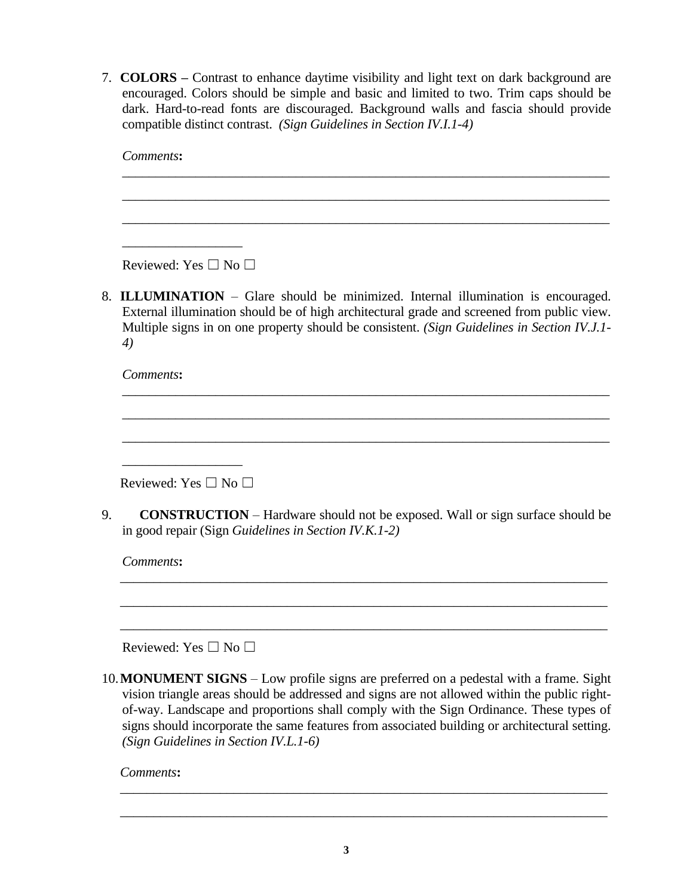7. **COLORS –** Contrast to enhance daytime visibility and light text on dark background are encouraged. Colors should be simple and basic and limited to two. Trim caps should be dark. Hard-to-read fonts are discouraged. Background walls and fascia should provide compatible distinct contrast. *(Sign Guidelines in Section IV.I.1-4)*

   *Comments***:**

   ___________________________________________________________________________

   ___________________________________________________________________________

   ___________________________________________________________________________

   __________________

   Reviewed: Yes ☐ No ☐

8. **ILLUMINATION** – Glare should be minimized. Internal illumination is encouraged. External illumination should be of high architectural grade and screened from public view. Multiple signs in on one property should be consistent. *(Sign Guidelines in Section IV.J.1-4)*

   *Comments***:**

   ___________________________________________________________________________

   ___________________________________________________________________________

   ___________________________________________________________________________

   __________________

   Reviewed: Yes ☐ No ☐

9. **CONSTRUCTION** – Hardware should not be exposed. Wall or sign surface should be in good repair (Sign *Guidelines in Section IV.K.1-2)*

   *Comments***:**

   ___________________________________________________________________________

   ___________________________________________________________________________

   ___________________________________________________________________________

   Reviewed: Yes ☐ No ☐

10. **MONUMENT SIGNS** – Low profile signs are preferred on a pedestal with a frame. Sight vision triangle areas should be addressed and signs are not allowed within the public right-of-way. Landscape and proportions shall comply with the Sign Ordinance. These types of signs should incorporate the same features from associated building or architectural setting. *(Sign Guidelines in Section IV.L.1-6)*

    *Comments***:**

    ___________________________________________________________________________

    ___________________________________________________________________________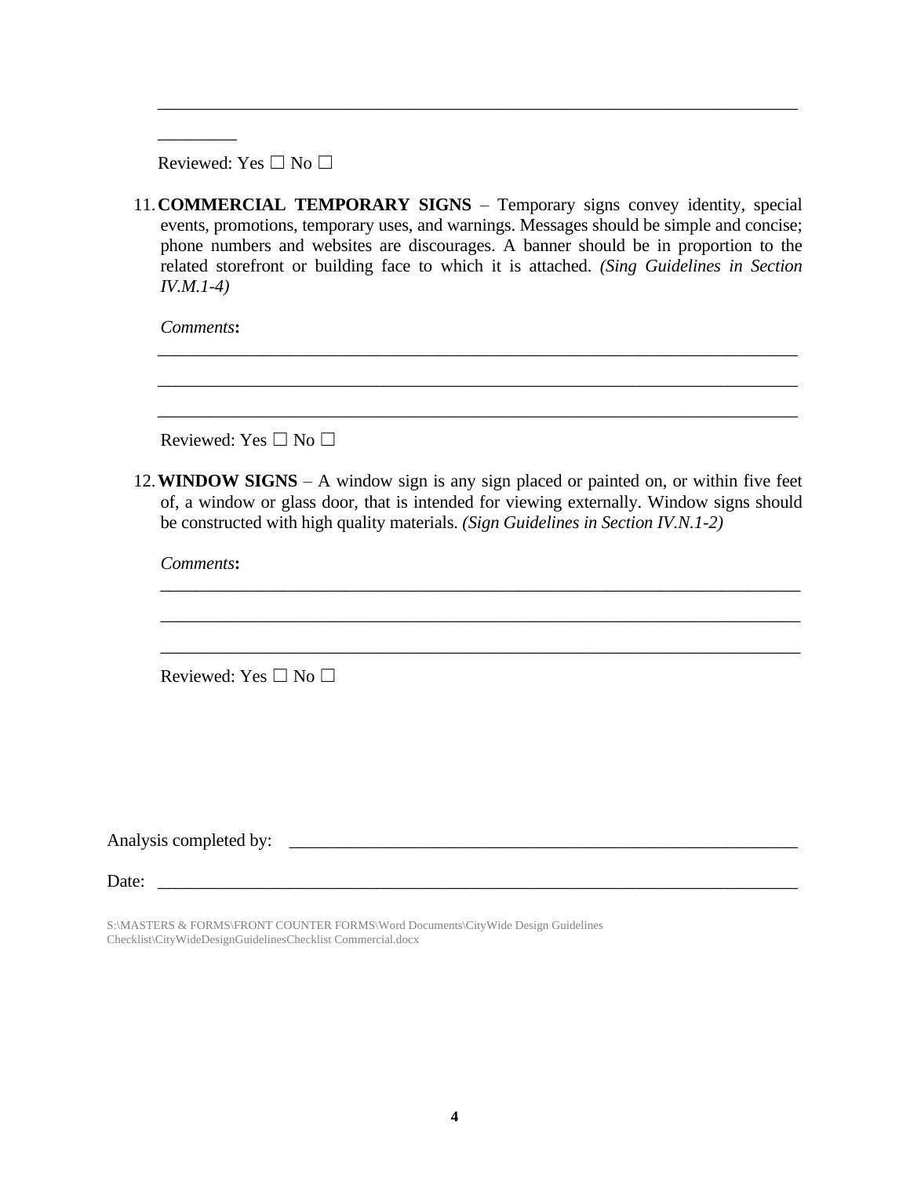_______________________________________________________________________________

_________

Reviewed: Yes ☐ No ☐

11. **COMMERCIAL TEMPORARY SIGNS** – Temporary signs convey identity, special events, promotions, temporary uses, and warnings. Messages should be simple and concise; phone numbers and websites are discourages. A banner should be in proportion to the related storefront or building face to which it is attached. *(Sing Guidelines in Section IV.M.1-4)*

    *Comments*:

    _______________________________________________________________________________

    _______________________________________________________________________________

    _______________________________________________________________________________

    Reviewed: Yes ☐ No ☐

12. **WINDOW SIGNS** – A window sign is any sign placed or painted on, or within five feet of, a window or glass door, that is intended for viewing externally. Window signs should be constructed with high quality materials. *(Sign Guidelines in Section IV.N.1-2)*

    *Comments*:

    _______________________________________________________________________________

    _______________________________________________________________________________

    _______________________________________________________________________________

    Reviewed: Yes ☐ No ☐

Analysis completed by: ____________________________________________________________

Date: ____________________________________________________________________________

S:\MASTERS & FORMS\FRONT COUNTER FORMS\Word Documents\CityWide Design Guidelines Checklist\CityWideDesignGuidelinesChecklist Commercial.docx